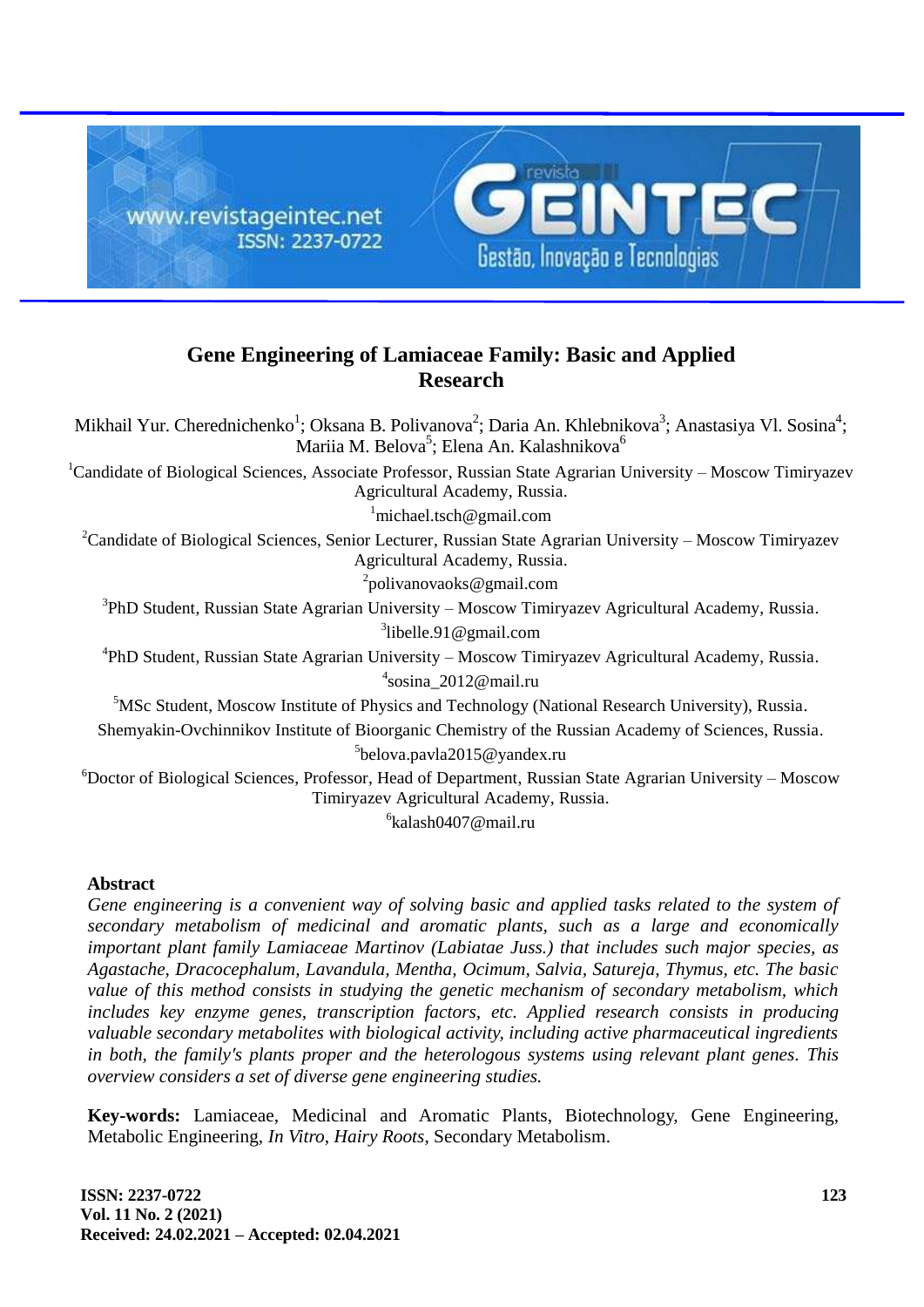# Gene Engineering of Lamiaceae Family: Basic and Applied Research

Mikhail Yur. Cherednichenko[1]; Oksana B. Polivanova[2]; Daria An. Khlebnikova[3]; Anastasiya Vl. Sosina[4]; Mariia M. Belova[5]; Elena An. Kalashnikova[6]

[1]Candidate of Biological Sciences, Associate Professor, Russian State Agrarian University – Moscow Timiryazev Agricultural Academy, Russia.
[1]michael.tsch@gmail.com

[2]Candidate of Biological Sciences, Senior Lecturer, Russian State Agrarian University – Moscow Timiryazev Agricultural Academy, Russia.
[2]polivanovaoks@gmail.com

[3]PhD Student, Russian State Agrarian University – Moscow Timiryazev Agricultural Academy, Russia.
[3]libelle.91@gmail.com

[4]PhD Student, Russian State Agrarian University – Moscow Timiryazev Agricultural Academy, Russia.
[4]sosina_2012@mail.ru

[5]MSc Student, Moscow Institute of Physics and Technology (National Research University), Russia.
Shemyakin-Ovchinnikov Institute of Bioorganic Chemistry of the Russian Academy of Sciences, Russia.
[5]belova.pavla2015@yandex.ru

[6]Doctor of Biological Sciences, Professor, Head of Department, Russian State Agrarian University – Moscow Timiryazev Agricultural Academy, Russia.
[6]kalash0407@mail.ru

## Abstract

*Gene engineering is a convenient way of solving basic and applied tasks related to the system of secondary metabolism of medicinal and aromatic plants, such as a large and economically important plant family Lamiaceae Martinov (Labiatae Juss.) that includes such major species, as Agastache, Dracocephalum, Lavandula, Mentha, Ocimum, Salvia, Satureja, Thymus, etc. The basic value of this method consists in studying the genetic mechanism of secondary metabolism, which includes key enzyme genes, transcription factors, etc. Applied research consists in producing valuable secondary metabolites with biological activity, including active pharmaceutical ingredients in both, the family's plants proper and the heterologous systems using relevant plant genes. This overview considers a set of diverse gene engineering studies.*

**Key-words:** Lamiaceae, Medicinal and Aromatic Plants, Biotechnology, Gene Engineering, Metabolic Engineering, *In Vitro*, *Hairy Roots*, Secondary Metabolism.

**Received: 24.02.2021 – Accepted: 02.04.2021**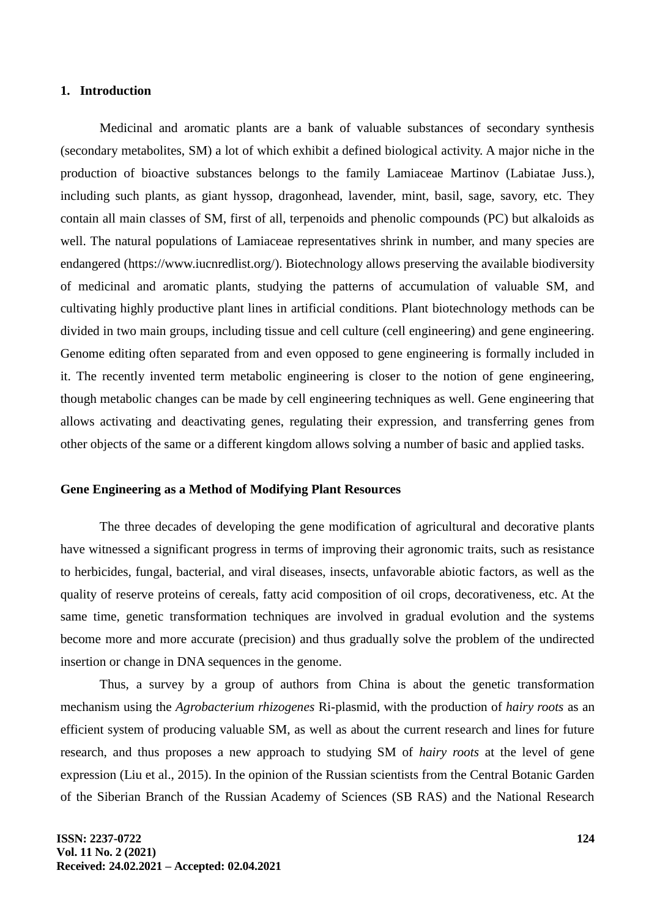## 1. Introduction

Medicinal and aromatic plants are a bank of valuable substances of secondary synthesis (secondary metabolites, SM) a lot of which exhibit a defined biological activity. A major niche in the production of bioactive substances belongs to the family Lamiaceae Martinov (Labiatae Juss.), including such plants, as giant hyssop, dragonhead, lavender, mint, basil, sage, savory, etc. They contain all main classes of SM, first of all, terpenoids and phenolic compounds (PC) but alkaloids as well. The natural populations of Lamiaceae representatives shrink in number, and many species are endangered (https://www.iucnredlist.org/). Biotechnology allows preserving the available biodiversity of medicinal and aromatic plants, studying the patterns of accumulation of valuable SM, and cultivating highly productive plant lines in artificial conditions. Plant biotechnology methods can be divided in two main groups, including tissue and cell culture (cell engineering) and gene engineering. Genome editing often separated from and even opposed to gene engineering is formally included in it. The recently invented term metabolic engineering is closer to the notion of gene engineering, though metabolic changes can be made by cell engineering techniques as well. Gene engineering that allows activating and deactivating genes, regulating their expression, and transferring genes from other objects of the same or a different kingdom allows solving a number of basic and applied tasks.

### Gene Engineering as a Method of Modifying Plant Resources

The three decades of developing the gene modification of agricultural and decorative plants have witnessed a significant progress in terms of improving their agronomic traits, such as resistance to herbicides, fungal, bacterial, and viral diseases, insects, unfavorable abiotic factors, as well as the quality of reserve proteins of cereals, fatty acid composition of oil crops, decorativeness, etc. At the same time, genetic transformation techniques are involved in gradual evolution and the systems become more and more accurate (precision) and thus gradually solve the problem of the undirected insertion or change in DNA sequences in the genome.

Thus, a survey by a group of authors from China is about the genetic transformation mechanism using the *Agrobacterium rhizogenes* Ri-plasmid, with the production of *hairy roots* as an efficient system of producing valuable SM, as well as about the current research and lines for future research, and thus proposes a new approach to studying SM of *hairy roots* at the level of gene expression (Liu et al., 2015). In the opinion of the Russian scientists from the Central Botanic Garden of the Siberian Branch of the Russian Academy of Sciences (SB RAS) and the National Research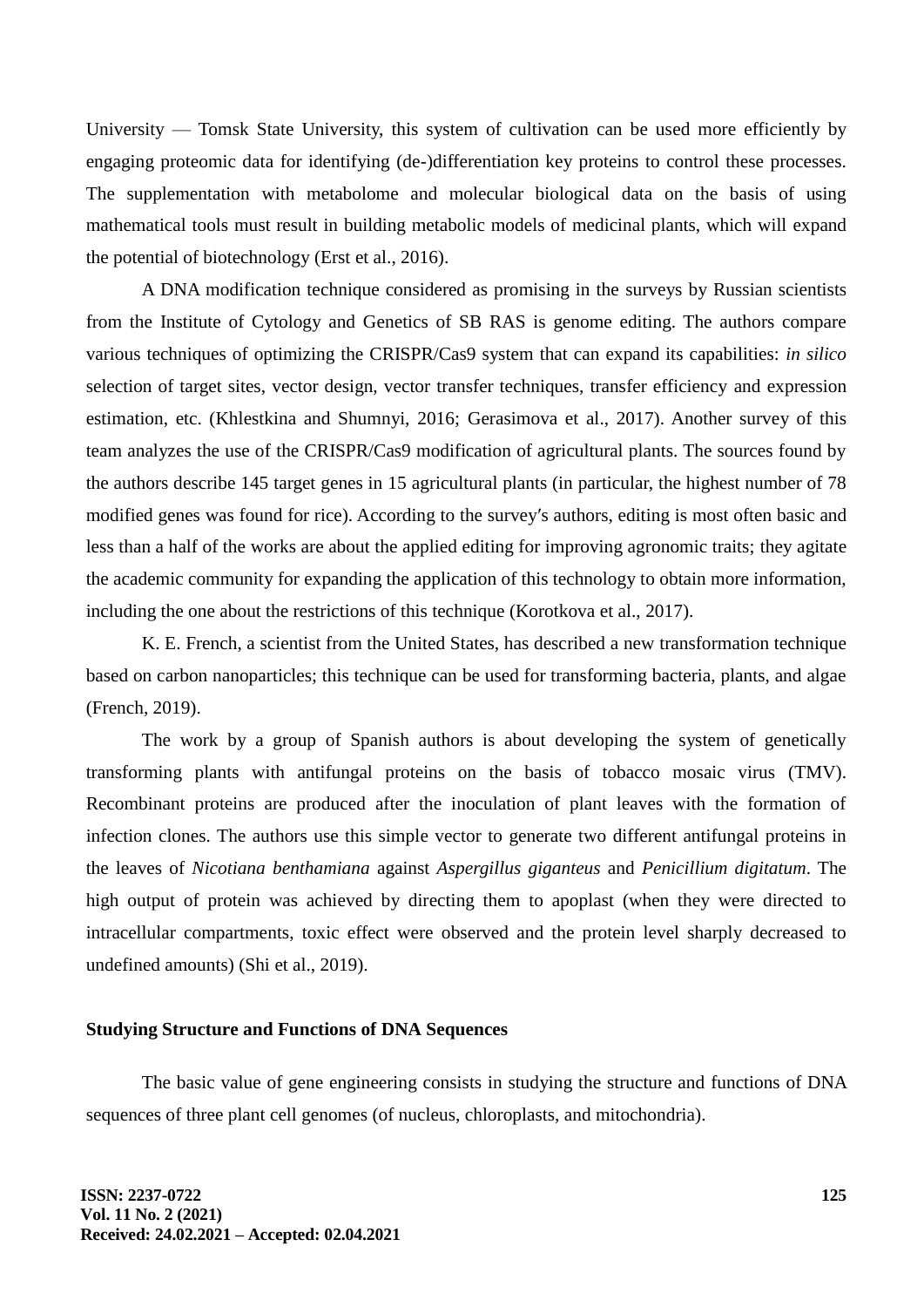University — Tomsk State University, this system of cultivation can be used more efficiently by engaging proteomic data for identifying (de-)differentiation key proteins to control these processes. The supplementation with metabolome and molecular biological data on the basis of using mathematical tools must result in building metabolic models of medicinal plants, which will expand the potential of biotechnology (Erst et al., 2016).

A DNA modification technique considered as promising in the surveys by Russian scientists from the Institute of Cytology and Genetics of SB RAS is genome editing. The authors compare various techniques of optimizing the CRISPR/Cas9 system that can expand its capabilities: *in silico* selection of target sites, vector design, vector transfer techniques, transfer efficiency and expression estimation, etc. (Khlestkina and Shumnyi, 2016; Gerasimova et al., 2017). Another survey of this team analyzes the use of the CRISPR/Cas9 modification of agricultural plants. The sources found by the authors describe 145 target genes in 15 agricultural plants (in particular, the highest number of 78 modified genes was found for rice). According to the survey′s authors, editing is most often basic and less than a half of the works are about the applied editing for improving agronomic traits; they agitate the academic community for expanding the application of this technology to obtain more information, including the one about the restrictions of this technique (Korotkova et al., 2017).

K. E. French, a scientist from the United States, has described a new transformation technique based on carbon nanoparticles; this technique can be used for transforming bacteria, plants, and algae (French, 2019).

The work by a group of Spanish authors is about developing the system of genetically transforming plants with antifungal proteins on the basis of tobacco mosaic virus (TMV). Recombinant proteins are produced after the inoculation of plant leaves with the formation of infection clones. The authors use this simple vector to generate two different antifungal proteins in the leaves of *Nicotiana benthamiana* against *Aspergillus giganteus* and *Penicillium digitatum*. The high output of protein was achieved by directing them to apoplast (when they were directed to intracellular compartments, toxic effect were observed and the protein level sharply decreased to undefined amounts) (Shi et al., 2019).

## Studying Structure and Functions of DNA Sequences

The basic value of gene engineering consists in studying the structure and functions of DNA sequences of three plant cell genomes (of nucleus, chloroplasts, and mitochondria).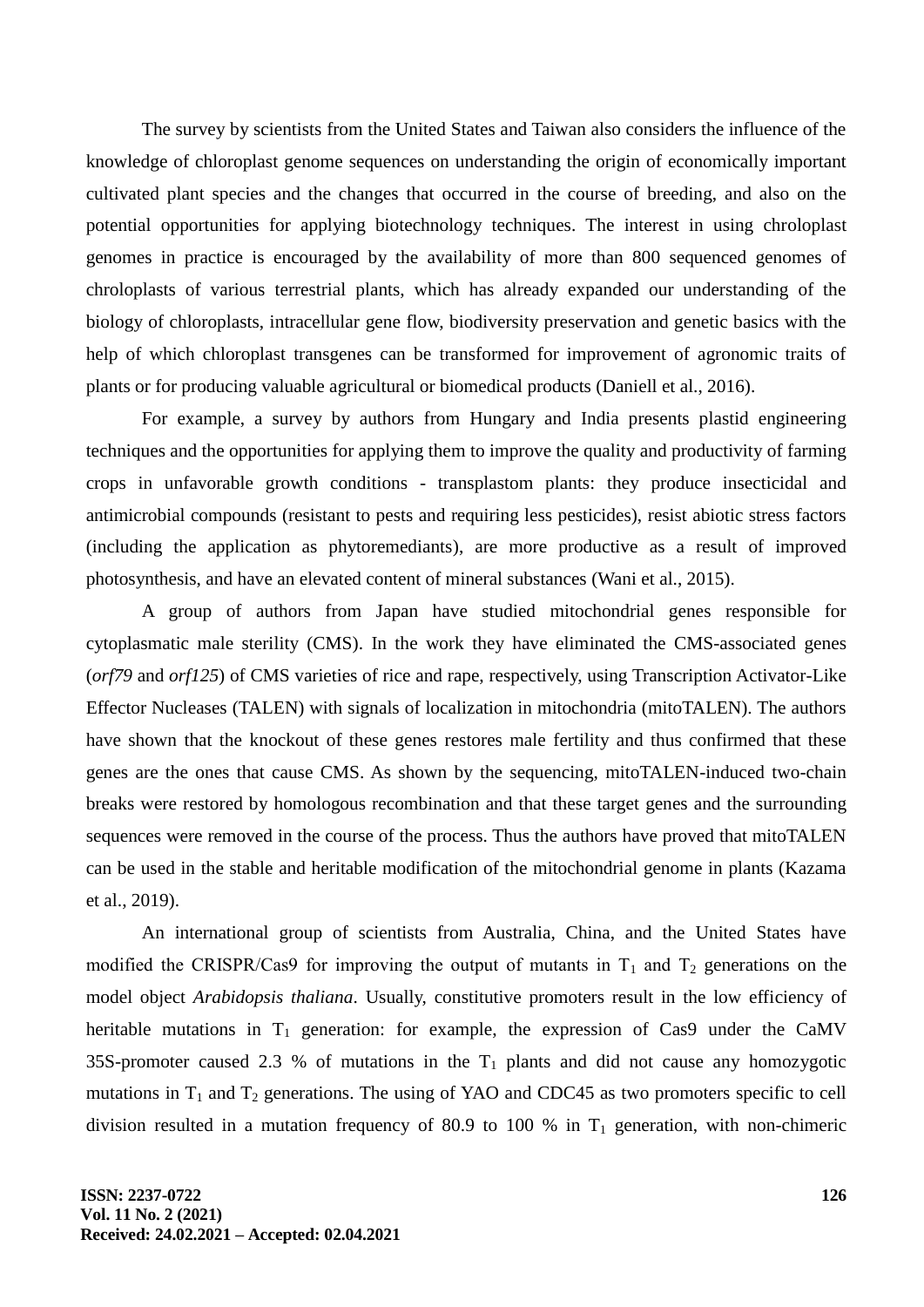The survey by scientists from the United States and Taiwan also considers the influence of the knowledge of chloroplast genome sequences on understanding the origin of economically important cultivated plant species and the changes that occurred in the course of breeding, and also on the potential opportunities for applying biotechnology techniques. The interest in using chroloplast genomes in practice is encouraged by the availability of more than 800 sequenced genomes of chroloplasts of various terrestrial plants, which has already expanded our understanding of the biology of chloroplasts, intracellular gene flow, biodiversity preservation and genetic basics with the help of which chloroplast transgenes can be transformed for improvement of agronomic traits of plants or for producing valuable agricultural or biomedical products (Daniell et al., 2016).

For example, a survey by authors from Hungary and India presents plastid engineering techniques and the opportunities for applying them to improve the quality and productivity of farming crops in unfavorable growth conditions - transplastom plants: they produce insecticidal and antimicrobial compounds (resistant to pests and requiring less pesticides), resist abiotic stress factors (including the application as phytoremediants), are more productive as a result of improved photosynthesis, and have an elevated content of mineral substances (Wani et al., 2015).

A group of authors from Japan have studied mitochondrial genes responsible for cytoplasmatic male sterility (CMS). In the work they have eliminated the CMS-associated genes (*orf79* and *orf125*) of CMS varieties of rice and rape, respectively, using Transcription Activator-Like Effector Nucleases (TALEN) with signals of localization in mitochondria (mitoTALEN). The authors have shown that the knockout of these genes restores male fertility and thus confirmed that these genes are the ones that cause CMS. As shown by the sequencing, mitoTALEN-induced two-chain breaks were restored by homologous recombination and that these target genes and the surrounding sequences were removed in the course of the process. Thus the authors have proved that mitoTALEN can be used in the stable and heritable modification of the mitochondrial genome in plants (Kazama et al., 2019).

An international group of scientists from Australia, China, and the United States have modified the CRISPR/Cas9 for improving the output of mutants in $T_1$ and $T_2$ generations on the model object *Arabidopsis thaliana*. Usually, constitutive promoters result in the low efficiency of heritable mutations in $T_1$ generation: for example, the expression of Cas9 under the CaMV 35S-promoter caused 2.3 % of mutations in the $T_1$ plants and did not cause any homozygotic mutations in $T_1$ and $T_2$ generations. The using of YAO and CDC45 as two promoters specific to cell division resulted in a mutation frequency of 80.9 to 100 % in $T_1$ generation, with non-chimeric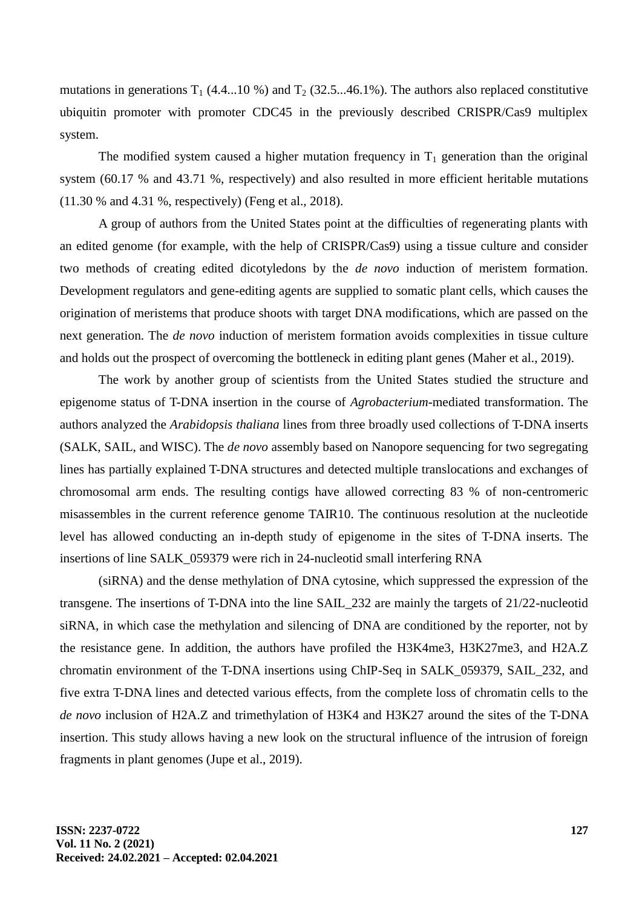mutations in generations $T_1$ (4.4...10 %) and $T_2$ (32.5...46.1%). The authors also replaced constitutive ubiquitin promoter with promoter CDC45 in the previously described CRISPR/Cas9 multiplex system.

The modified system caused a higher mutation frequency in $T_1$ generation than the original system (60.17 % and 43.71 %, respectively) and also resulted in more efficient heritable mutations (11.30 % and 4.31 %, respectively) (Feng et al., 2018).

A group of authors from the United States point at the difficulties of regenerating plants with an edited genome (for example, with the help of CRISPR/Cas9) using a tissue culture and consider two methods of creating edited dicotyledons by the *de novo* induction of meristem formation. Development regulators and gene-editing agents are supplied to somatic plant cells, which causes the origination of meristems that produce shoots with target DNA modifications, which are passed on the next generation. The *de novo* induction of meristem formation avoids complexities in tissue culture and holds out the prospect of overcoming the bottleneck in editing plant genes (Maher et al., 2019).

The work by another group of scientists from the United States studied the structure and epigenome status of T-DNA insertion in the course of *Agrobacterium*-mediated transformation. The authors analyzed the *Arabidopsis thaliana* lines from three broadly used collections of T-DNA inserts (SALK, SAIL, and WISC). The *de novo* assembly based on Nanopore sequencing for two segregating lines has partially explained T-DNA structures and detected multiple translocations and exchanges of chromosomal arm ends. The resulting contigs have allowed correcting 83 % of non-centromeric misassembles in the current reference genome TAIR10. The continuous resolution at the nucleotide level has allowed conducting an in-depth study of epigenome in the sites of T-DNA inserts. The insertions of line SALK_059379 were rich in 24-nucleotid small interfering RNA

(siRNA) and the dense methylation of DNA cytosine, which suppressed the expression of the transgene. The insertions of T-DNA into the line SAIL_232 are mainly the targets of 21/22-nucleotid siRNA, in which case the methylation and silencing of DNA are conditioned by the reporter, not by the resistance gene. In addition, the authors have profiled the H3K4me3, H3K27me3, and H2A.Z chromatin environment of the T-DNA insertions using ChIP-Seq in SALK_059379, SAIL_232, and five extra T-DNA lines and detected various effects, from the complete loss of chromatin cells to the *de novo* inclusion of H2A.Z and trimethylation of H3K4 and H3K27 around the sites of the T-DNA insertion. This study allows having a new look on the structural influence of the intrusion of foreign fragments in plant genomes (Jupe et al., 2019).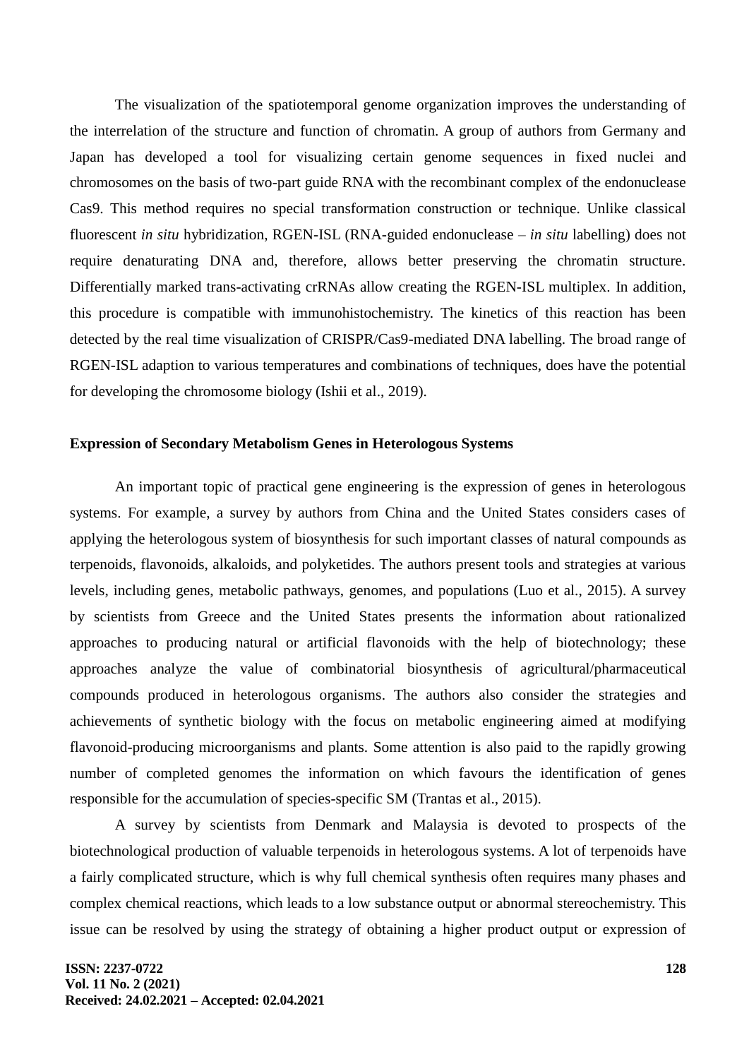The visualization of the spatiotemporal genome organization improves the understanding of the interrelation of the structure and function of chromatin. A group of authors from Germany and Japan has developed a tool for visualizing certain genome sequences in fixed nuclei and chromosomes on the basis of two-part guide RNA with the recombinant complex of the endonuclease Cas9. This method requires no special transformation construction or technique. Unlike classical fluorescent *in situ* hybridization, RGEN-ISL (RNA-guided endonuclease – *in situ* labelling) does not require denaturating DNA and, therefore, allows better preserving the chromatin structure. Differentially marked trans-activating crRNAs allow creating the RGEN-ISL multiplex. In addition, this procedure is compatible with immunohistochemistry. The kinetics of this reaction has been detected by the real time visualization of CRISPR/Cas9-mediated DNA labelling. The broad range of RGEN-ISL adaption to various temperatures and combinations of techniques, does have the potential for developing the chromosome biology (Ishii et al., 2019).

## Expression of Secondary Metabolism Genes in Heterologous Systems

An important topic of practical gene engineering is the expression of genes in heterologous systems. For example, a survey by authors from China and the United States considers cases of applying the heterologous system of biosynthesis for such important classes of natural compounds as terpenoids, flavonoids, alkaloids, and polyketides. The authors present tools and strategies at various levels, including genes, metabolic pathways, genomes, and populations (Luo et al., 2015). A survey by scientists from Greece and the United States presents the information about rationalized approaches to producing natural or artificial flavonoids with the help of biotechnology; these approaches analyze the value of combinatorial biosynthesis of agricultural/pharmaceutical compounds produced in heterologous organisms. The authors also consider the strategies and achievements of synthetic biology with the focus on metabolic engineering aimed at modifying flavonoid-producing microorganisms and plants. Some attention is also paid to the rapidly growing number of completed genomes the information on which favours the identification of genes responsible for the accumulation of species-specific SM (Trantas et al., 2015).

A survey by scientists from Denmark and Malaysia is devoted to prospects of the biotechnological production of valuable terpenoids in heterologous systems. A lot of terpenoids have a fairly complicated structure, which is why full chemical synthesis often requires many phases and complex chemical reactions, which leads to a low substance output or abnormal stereochemistry. This issue can be resolved by using the strategy of obtaining a higher product output or expression of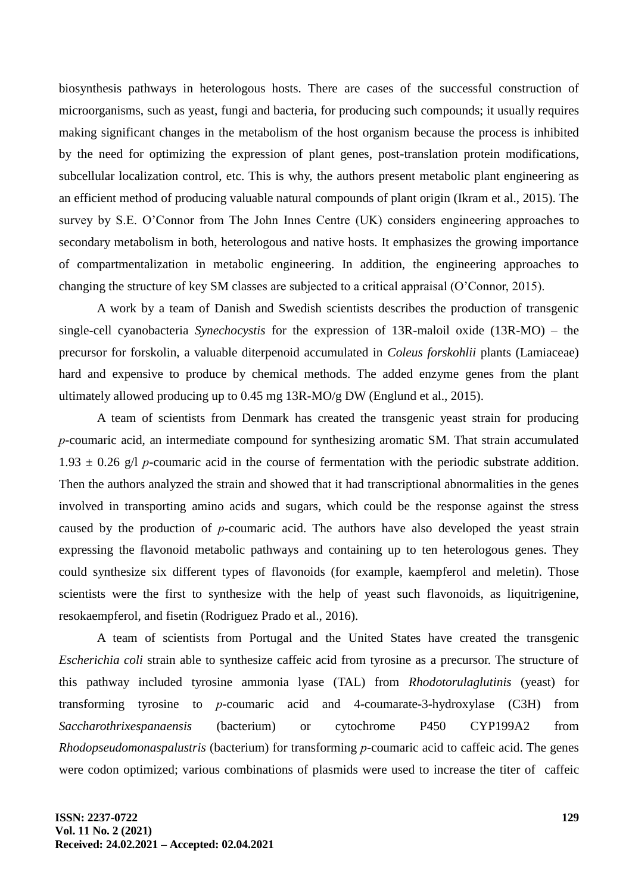biosynthesis pathways in heterologous hosts. There are cases of the successful construction of microorganisms, such as yeast, fungi and bacteria, for producing such compounds; it usually requires making significant changes in the metabolism of the host organism because the process is inhibited by the need for optimizing the expression of plant genes, post-translation protein modifications, subcellular localization control, etc. This is why, the authors present metabolic plant engineering as an efficient method of producing valuable natural compounds of plant origin (Ikram et al., 2015). The survey by S.E. O'Connor from The John Innes Centre (UK) considers engineering approaches to secondary metabolism in both, heterologous and native hosts. It emphasizes the growing importance of compartmentalization in metabolic engineering. In addition, the engineering approaches to changing the structure of key SM classes are subjected to a critical appraisal (O'Connor, 2015).

A work by a team of Danish and Swedish scientists describes the production of transgenic single-cell cyanobacteria *Synechocystis* for the expression of 13R-maloil oxide (13R-MO) – the precursor for forskolin, a valuable diterpenoid accumulated in *Coleus forskohlii* plants (Lamiaceae) hard and expensive to produce by chemical methods. The added enzyme genes from the plant ultimately allowed producing up to 0.45 mg 13R-MO/g DW (Englund et al., 2015).

A team of scientists from Denmark has created the transgenic yeast strain for producing *p*-coumaric acid, an intermediate compound for synthesizing aromatic SM. That strain accumulated 1.93 ± 0.26 g/l *p*-coumaric acid in the course of fermentation with the periodic substrate addition. Then the authors analyzed the strain and showed that it had transcriptional abnormalities in the genes involved in transporting amino acids and sugars, which could be the response against the stress caused by the production of *p*-coumaric acid. The authors have also developed the yeast strain expressing the flavonoid metabolic pathways and containing up to ten heterologous genes. They could synthesize six different types of flavonoids (for example, kaempferol and meletin). Those scientists were the first to synthesize with the help of yeast such flavonoids, as liquitrigenine, resokaempferol, and fisetin (Rodriguez Prado et al., 2016).

A team of scientists from Portugal and the United States have created the transgenic *Escherichia coli* strain able to synthesize caffeic acid from tyrosine as a precursor. The structure of this pathway included tyrosine ammonia lyase (TAL) from *Rhodotorulaglutinis* (yeast) for transforming tyrosine to *p*-coumaric acid and 4-coumarate-3-hydroxylase (C3H) from *Saccharothrixespanaensis* (bacterium) or cytochrome P450 CYP199A2 from *Rhodopseudomonaspalustris* (bacterium) for transforming *p*-coumaric acid to caffeic acid. The genes were codon optimized; various combinations of plasmids were used to increase the titer of caffeic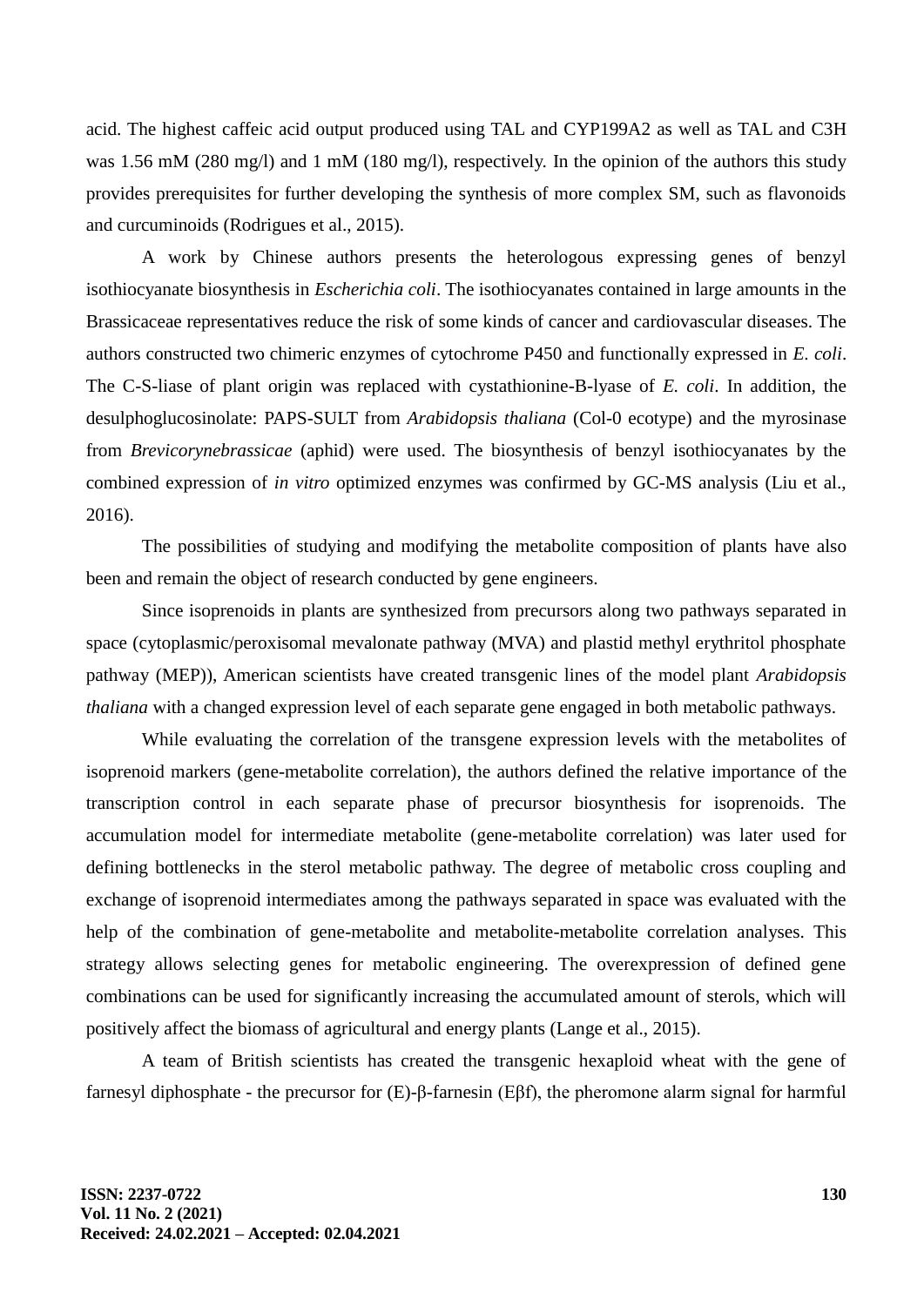acid. The highest caffeic acid output produced using TAL and CYP199A2 as well as TAL and C3H was 1.56 mM (280 mg/l) and 1 mM (180 mg/l), respectively. In the opinion of the authors this study provides prerequisites for further developing the synthesis of more complex SM, such as flavonoids and curcuminoids (Rodrigues et al., 2015).

A work by Chinese authors presents the heterologous expressing genes of benzyl isothiocyanate biosynthesis in *Escherichia coli*. The isothiocyanates contained in large amounts in the Brassicaceae representatives reduce the risk of some kinds of cancer and cardiovascular diseases. The authors constructed two chimeric enzymes of cytochrome P450 and functionally expressed in *E. coli*. The C-S-liase of plant origin was replaced with cystathionine-B-lyase of *E. coli*. In addition, the desulphoglucosinolate: PAPS-SULT from *Arabidopsis thaliana* (Col-0 ecotype) and the myrosinase from *Brevicorynebrassicae* (aphid) were used. The biosynthesis of benzyl isothiocyanates by the combined expression of *in vitro* optimized enzymes was confirmed by GC-MS analysis (Liu et al., 2016).

The possibilities of studying and modifying the metabolite composition of plants have also been and remain the object of research conducted by gene engineers.

Since isoprenoids in plants are synthesized from precursors along two pathways separated in space (cytoplasmic/peroxisomal mevalonate pathway (MVA) and plastid methyl erythritol phosphate pathway (MEP)), American scientists have created transgenic lines of the model plant *Arabidopsis thaliana* with a changed expression level of each separate gene engaged in both metabolic pathways.

While evaluating the correlation of the transgene expression levels with the metabolites of isoprenoid markers (gene-metabolite correlation), the authors defined the relative importance of the transcription control in each separate phase of precursor biosynthesis for isoprenoids. The accumulation model for intermediate metabolite (gene-metabolite correlation) was later used for defining bottlenecks in the sterol metabolic pathway. The degree of metabolic cross coupling and exchange of isoprenoid intermediates among the pathways separated in space was evaluated with the help of the combination of gene-metabolite and metabolite-metabolite correlation analyses. This strategy allows selecting genes for metabolic engineering. The overexpression of defined gene combinations can be used for significantly increasing the accumulated amount of sterols, which will positively affect the biomass of agricultural and energy plants (Lange et al., 2015).

A team of British scientists has created the transgenic hexaploid wheat with the gene of farnesyl diphosphate - the precursor for (E)-β-farnesin (Eβf), the pheromone alarm signal for harmful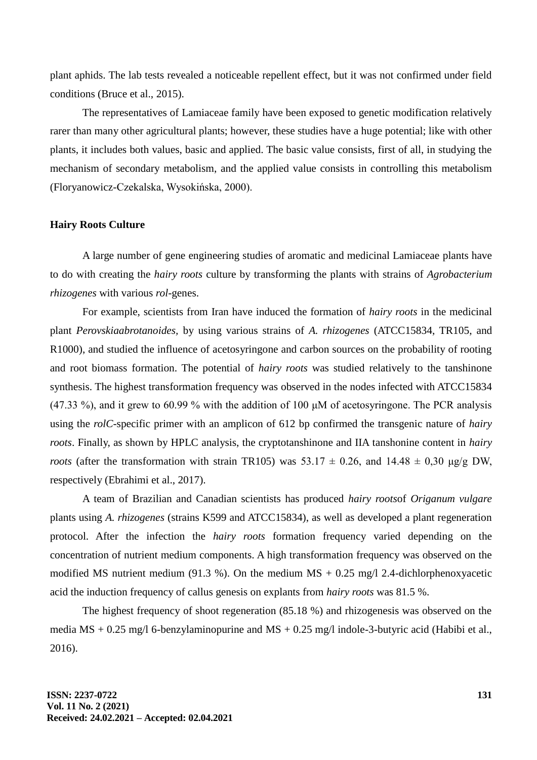plant aphids. The lab tests revealed a noticeable repellent effect, but it was not confirmed under field conditions (Bruce et al., 2015).

The representatives of Lamiaceae family have been exposed to genetic modification relatively rarer than many other agricultural plants; however, these studies have a huge potential; like with other plants, it includes both values, basic and applied. The basic value consists, first of all, in studying the mechanism of secondary metabolism, and the applied value consists in controlling this metabolism (Floryanowicz-Czekalska, Wysokińska, 2000).

**Hairy Roots Culture**

A large number of gene engineering studies of aromatic and medicinal Lamiaceae plants have to do with creating the *hairy roots* culture by transforming the plants with strains of *Agrobacterium rhizogenes* with various *rol*-genes.

For example, scientists from Iran have induced the formation of *hairy roots* in the medicinal plant *Perovskiaabrotanoides,* by using various strains of *A. rhizogenes* (ATCC15834, TR105, and R1000), and studied the influence of acetosyringone and carbon sources on the probability of rooting and root biomass formation. The potential of *hairy roots* was studied relatively to the tanshinone synthesis. The highest transformation frequency was observed in the nodes infected with ATCC15834 (47.33 %), and it grew to 60.99 % with the addition of 100 μM of acetosyringone. The PCR analysis using the *rolC*-specific primer with an amplicon of 612 bp confirmed the transgenic nature of *hairy roots*. Finally, as shown by HPLC analysis, the cryptotanshinone and IIA tanshonine content in *hairy roots* (after the transformation with strain TR105) was $53.17 \pm 0.26$, and $14.48 \pm 0{,}30$ μg/g DW, respectively (Ebrahimi et al., 2017).

A team of Brazilian and Canadian scientists has produced *hairy roots*of *Origanum vulgare* plants using *A. rhizogenes* (strains K599 and ATCC15834), as well as developed a plant regeneration protocol. After the infection the *hairy roots* formation frequency varied depending on the concentration of nutrient medium components. A high transformation frequency was observed on the modified MS nutrient medium (91.3 %). On the medium MS + 0.25 mg/l 2.4-dichlorphenoxyacetic acid the induction frequency of callus genesis on explants from *hairy roots* was 81.5 %.

The highest frequency of shoot regeneration (85.18 %) and rhizogenesis was observed on the media MS + 0.25 mg/l 6-benzylaminopurine and MS + 0.25 mg/l indole-3-butyric acid (Habibi et al., 2016).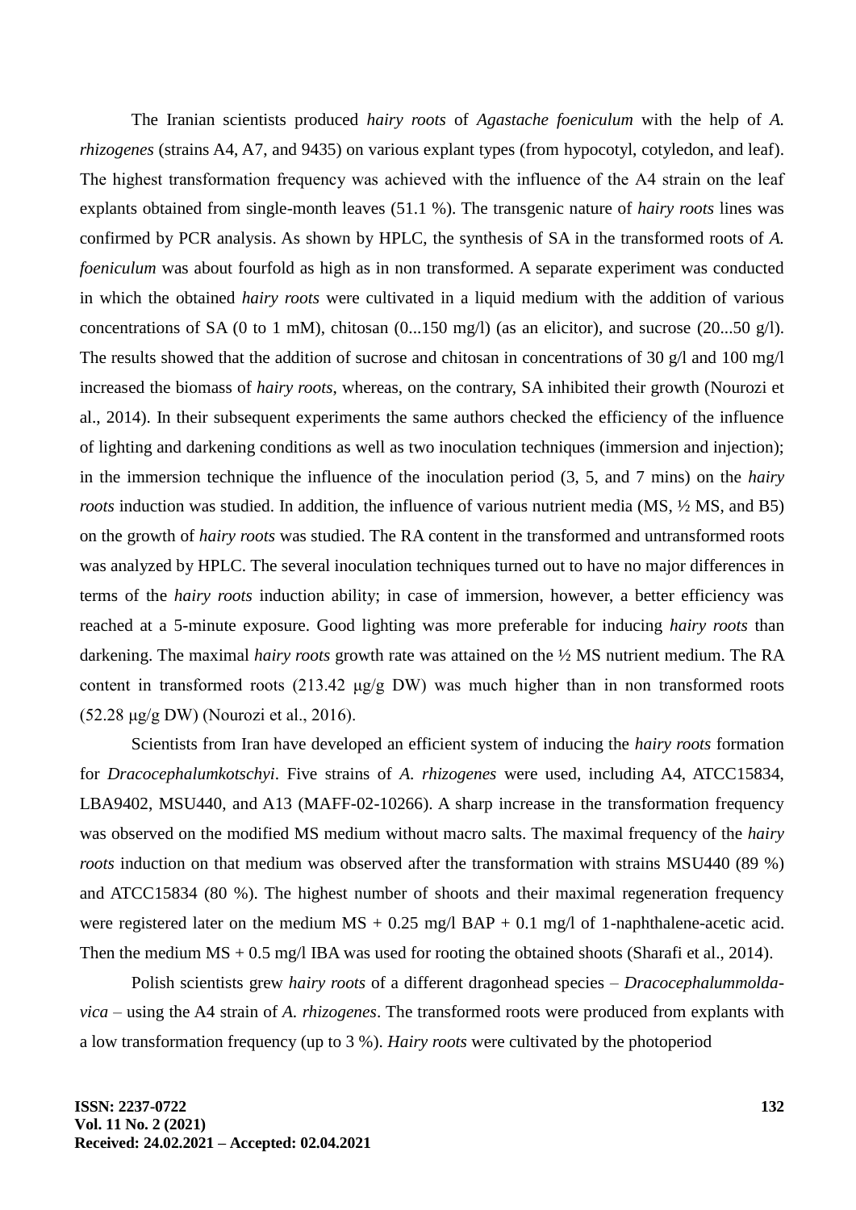The Iranian scientists produced *hairy roots* of *Agastache foeniculum* with the help of *A. rhizogenes* (strains A4, A7, and 9435) on various explant types (from hypocotyl, cotyledon, and leaf). The highest transformation frequency was achieved with the influence of the A4 strain on the leaf explants obtained from single-month leaves (51.1 %). The transgenic nature of *hairy roots* lines was confirmed by PCR analysis. As shown by HPLC, the synthesis of SA in the transformed roots of *A. foeniculum* was about fourfold as high as in non transformed. A separate experiment was conducted in which the obtained *hairy roots* were cultivated in a liquid medium with the addition of various concentrations of SA (0 to 1 mM), chitosan (0...150 mg/l) (as an elicitor), and sucrose (20...50 g/l). The results showed that the addition of sucrose and chitosan in concentrations of 30 g/l and 100 mg/l increased the biomass of *hairy roots*, whereas, on the contrary, SA inhibited their growth (Nourozi et al., 2014). In their subsequent experiments the same authors checked the efficiency of the influence of lighting and darkening conditions as well as two inoculation techniques (immersion and injection); in the immersion technique the influence of the inoculation period (3, 5, and 7 mins) on the *hairy roots* induction was studied. In addition, the influence of various nutrient media (MS, ½ MS, and B5) on the growth of *hairy roots* was studied. The RA content in the transformed and untransformed roots was analyzed by HPLC. The several inoculation techniques turned out to have no major differences in terms of the *hairy roots* induction ability; in case of immersion, however, a better efficiency was reached at a 5-minute exposure. Good lighting was more preferable for inducing *hairy roots* than darkening. The maximal *hairy roots* growth rate was attained on the ½ MS nutrient medium. The RA content in transformed roots (213.42 μg/g DW) was much higher than in non transformed roots (52.28 μg/g DW) (Nourozi et al., 2016).

Scientists from Iran have developed an efficient system of inducing the *hairy roots* formation for *Dracocephalumkotschyi*. Five strains of *A. rhizogenes* were used, including A4, ATCC15834, LBA9402, MSU440, and A13 (MAFF-02-10266). A sharp increase in the transformation frequency was observed on the modified MS medium without macro salts. The maximal frequency of the *hairy roots* induction on that medium was observed after the transformation with strains MSU440 (89 %) and ATCC15834 (80 %). The highest number of shoots and their maximal regeneration frequency were registered later on the medium MS + 0.25 mg/l BAP + 0.1 mg/l of 1-naphthalene-acetic acid. Then the medium MS + 0.5 mg/l IBA was used for rooting the obtained shoots (Sharafi et al., 2014).

Polish scientists grew *hairy roots* of a different dragonhead species – *Dracocephalummolda-vica* – using the A4 strain of *A. rhizogenes*. The transformed roots were produced from explants with a low transformation frequency (up to 3 %). *Hairy roots* were cultivated by the photoperiod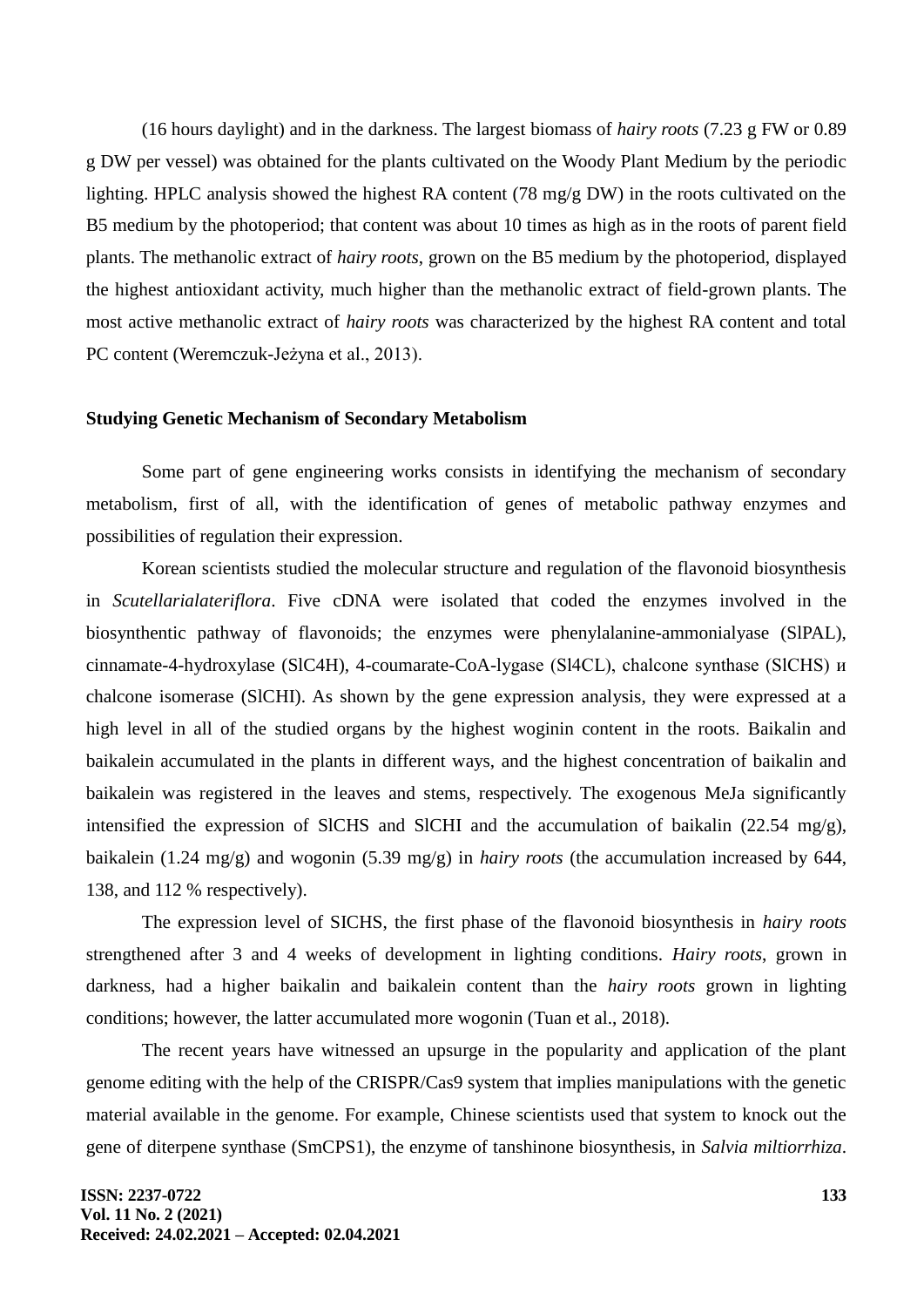(16 hours daylight) and in the darkness. The largest biomass of *hairy roots* (7.23 g FW or 0.89 g DW per vessel) was obtained for the plants cultivated on the Woody Plant Medium by the periodic lighting. HPLC analysis showed the highest RA content (78 mg/g DW) in the roots cultivated on the B5 medium by the photoperiod; that content was about 10 times as high as in the roots of parent field plants. The methanolic extract of *hairy roots*, grown on the B5 medium by the photoperiod, displayed the highest antioxidant activity, much higher than the methanolic extract of field-grown plants. The most active methanolic extract of *hairy roots* was characterized by the highest RA content and total PC content (Weremczuk-Jeżyna et al., 2013).

**Studying Genetic Mechanism of Secondary Metabolism**

Some part of gene engineering works consists in identifying the mechanism of secondary metabolism, first of all, with the identification of genes of metabolic pathway enzymes and possibilities of regulation their expression.

Korean scientists studied the molecular structure and regulation of the flavonoid biosynthesis in *Scutellarialateriflora*. Five cDNA were isolated that coded the enzymes involved in the biosynthentic pathway of flavonoids; the enzymes were phenylalanine-ammonialyase (SlPAL), cinnamate-4-hydroxylase (SlC4H), 4-coumarate-CoA-lygase (Sl4CL), chalcone synthase (SlCHS) и chalcone isomerase (SlCHI). As shown by the gene expression analysis, they were expressed at a high level in all of the studied organs by the highest woginin content in the roots. Baikalin and baikalein accumulated in the plants in different ways, and the highest concentration of baikalin and baikalein was registered in the leaves and stems, respectively. The exogenous MeJa significantly intensified the expression of SlCHS and SlCHI and the accumulation of baikalin (22.54 mg/g), baikalein (1.24 mg/g) and wogonin (5.39 mg/g) in *hairy roots* (the accumulation increased by 644, 138, and 112 % respectively).

The expression level of SICHS, the first phase of the flavonoid biosynthesis in *hairy roots* strengthened after 3 and 4 weeks of development in lighting conditions. *Hairy roots*, grown in darkness, had a higher baikalin and baikalein content than the *hairy roots* grown in lighting conditions; however, the latter accumulated more wogonin (Tuan et al., 2018).

The recent years have witnessed an upsurge in the popularity and application of the plant genome editing with the help of the CRISPR/Cas9 system that implies manipulations with the genetic material available in the genome. For example, Chinese scientists used that system to knock out the gene of diterpene synthase (SmCPS1), the enzyme of tanshinone biosynthesis, in *Salvia miltiorrhiza*.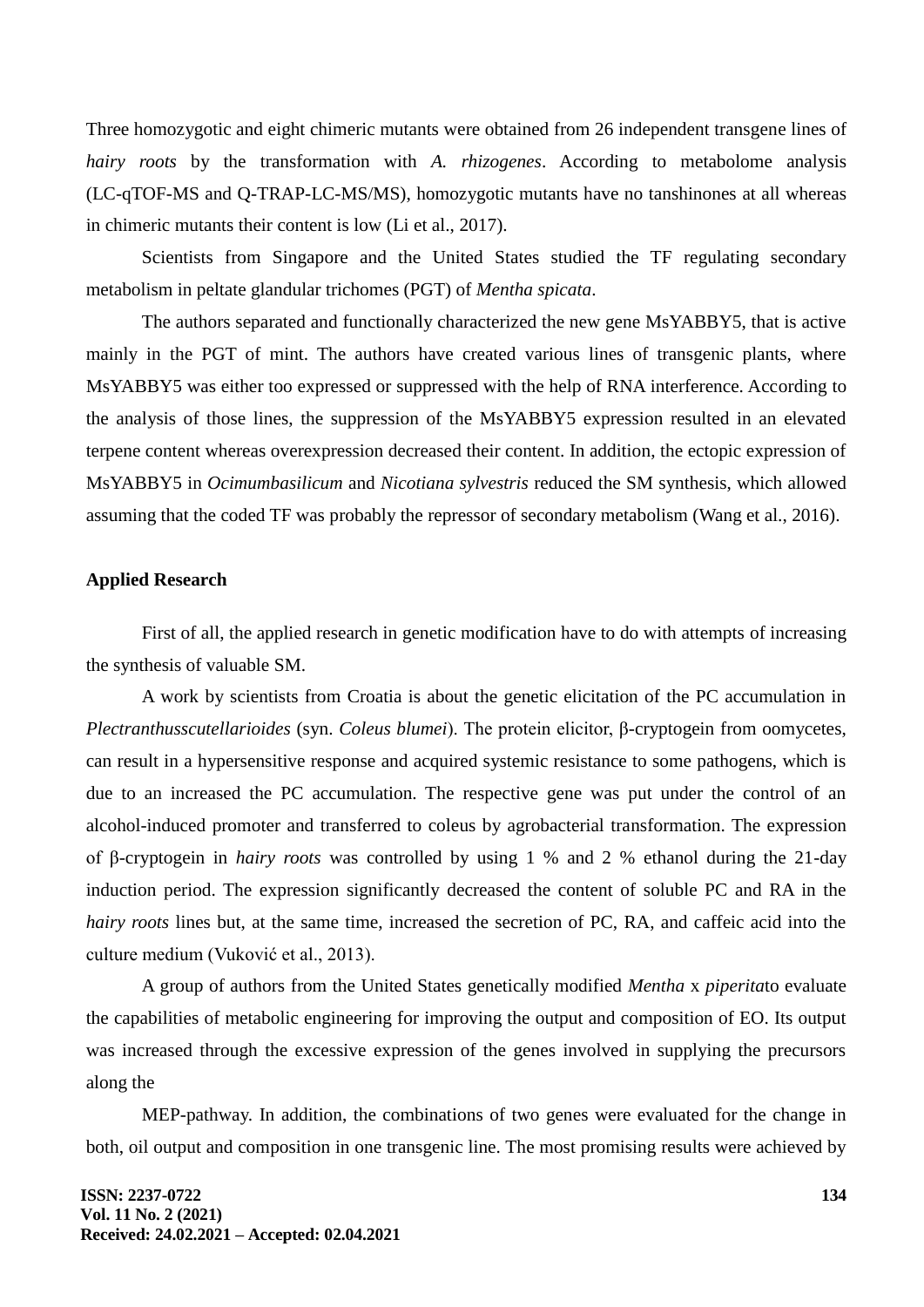Three homozygotic and eight chimeric mutants were obtained from 26 independent transgene lines of *hairy roots* by the transformation with *A. rhizogenes*. According to metabolome analysis (LC-qTOF-MS and Q-TRAP-LC-MS/MS), homozygotic mutants have no tanshinones at all whereas in chimeric mutants their content is low (Li et al., 2017).

Scientists from Singapore and the United States studied the TF regulating secondary metabolism in peltate glandular trichomes (PGT) of *Mentha spicata*.

The authors separated and functionally characterized the new gene MsYABBY5, that is active mainly in the PGT of mint. The authors have created various lines of transgenic plants, where MsYABBY5 was either too expressed or suppressed with the help of RNA interference. According to the analysis of those lines, the suppression of the MsYABBY5 expression resulted in an elevated terpene content whereas overexpression decreased their content. In addition, the ectopic expression of MsYABBY5 in *Ocimumbasilicum* and *Nicotiana sylvestris* reduced the SM synthesis, which allowed assuming that the coded TF was probably the repressor of secondary metabolism (Wang et al., 2016).

**Applied Research**

First of all, the applied research in genetic modification have to do with attempts of increasing the synthesis of valuable SM.

A work by scientists from Croatia is about the genetic elicitation of the PC accumulation in *Plectranthusscutellarioides* (syn. *Coleus blumei*). The protein elicitor, β-cryptogein from oomycetes, can result in a hypersensitive response and acquired systemic resistance to some pathogens, which is due to an increased the PC accumulation. The respective gene was put under the control of an alcohol-induced promoter and transferred to coleus by agrobacterial transformation. The expression of β-cryptogein in *hairy roots* was controlled by using 1 % and 2 % ethanol during the 21-day induction period. The expression significantly decreased the content of soluble PC and RA in the *hairy roots* lines but, at the same time, increased the secretion of PC, RA, and caffeic acid into the culture medium (Vuković et al., 2013).

A group of authors from the United States genetically modified *Mentha* x *piperita*to evaluate the capabilities of metabolic engineering for improving the output and composition of EO. Its output was increased through the excessive expression of the genes involved in supplying the precursors along the

MEP-pathway. In addition, the combinations of two genes were evaluated for the change in both, oil output and composition in one transgenic line. The most promising results were achieved by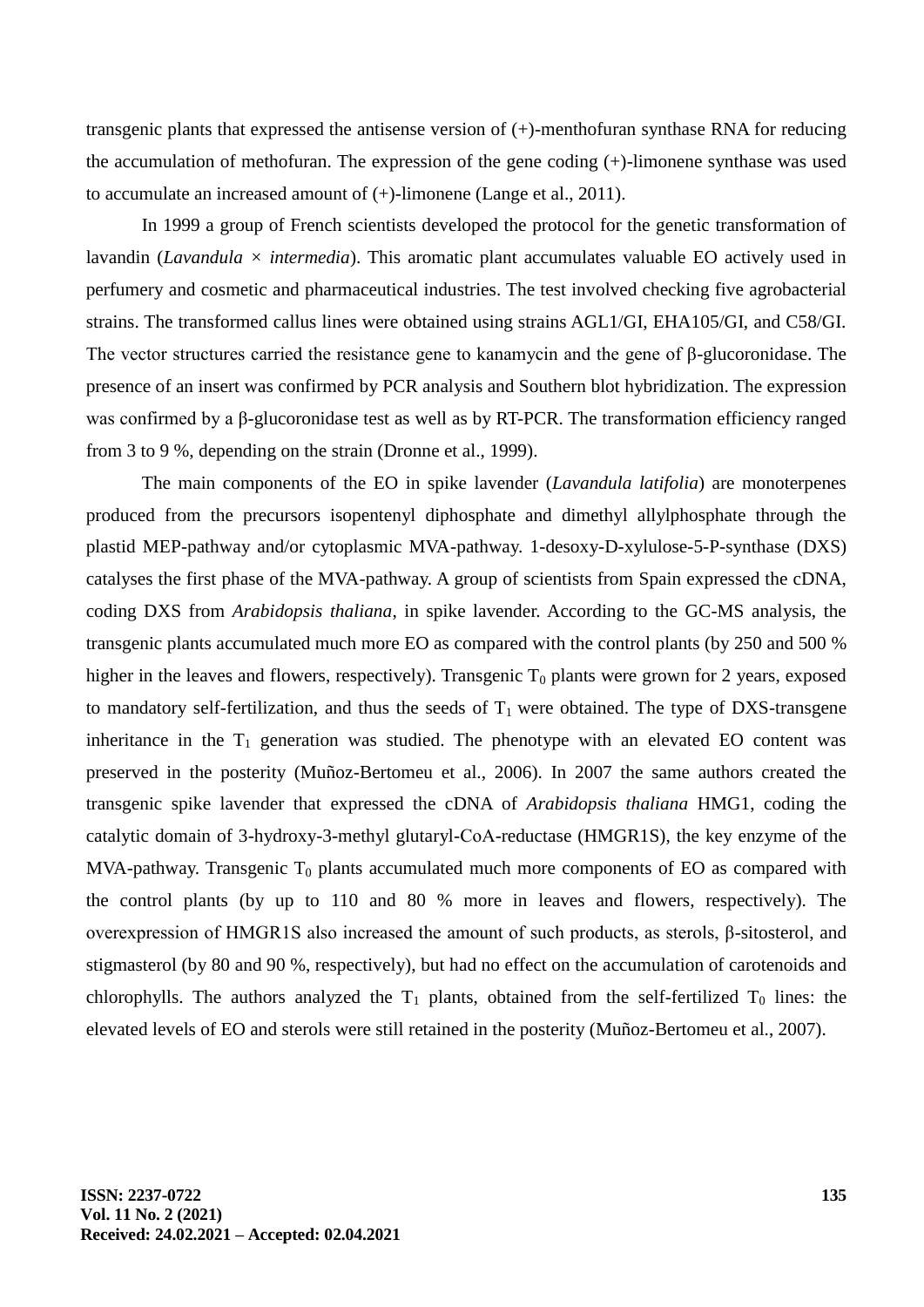transgenic plants that expressed the antisense version of (+)-menthofuran synthase RNA for reducing the accumulation of methofuran. The expression of the gene coding (+)-limonene synthase was used to accumulate an increased amount of (+)-limonene (Lange et al., 2011).

In 1999 a group of French scientists developed the protocol for the genetic transformation of lavandin (*Lavandula* × *intermedia*). This aromatic plant accumulates valuable EO actively used in perfumery and cosmetic and pharmaceutical industries. The test involved checking five agrobacterial strains. The transformed callus lines were obtained using strains AGL1/GI, EHA105/GI, and C58/GI. The vector structures carried the resistance gene to kanamycin and the gene of β-glucoronidase. The presence of an insert was confirmed by PCR analysis and Southern blot hybridization. The expression was confirmed by a β-glucoronidase test as well as by RT-PCR. The transformation efficiency ranged from 3 to 9 %, depending on the strain (Dronne et al., 1999).

The main components of the EO in spike lavender (*Lavandula latifolia*) are monoterpenes produced from the precursors isopentenyl diphosphate and dimethyl allylphosphate through the plastid MEP-pathway and/or cytoplasmic MVA-pathway. 1-desoxy-D-xylulose-5-P-synthase (DXS) catalyses the first phase of the MVA-pathway. A group of scientists from Spain expressed the cDNA, coding DXS from *Arabidopsis thaliana*, in spike lavender. According to the GC-MS analysis, the transgenic plants accumulated much more EO as compared with the control plants (by 250 and 500 % higher in the leaves and flowers, respectively). Transgenic $T_0$ plants were grown for 2 years, exposed to mandatory self-fertilization, and thus the seeds of $T_1$ were obtained. The type of DXS-transgene inheritance in the $T_1$ generation was studied. The phenotype with an elevated EO content was preserved in the posterity (Muñoz-Bertomeu et al., 2006). In 2007 the same authors created the transgenic spike lavender that expressed the cDNA of *Arabidopsis thaliana* HMG1, coding the catalytic domain of 3-hydroxy-3-methyl glutaryl-CoA-reductase (HMGR1S), the key enzyme of the MVA-pathway. Transgenic $T_0$ plants accumulated much more components of EO as compared with the control plants (by up to 110 and 80 % more in leaves and flowers, respectively). The overexpression of HMGR1S also increased the amount of such products, as sterols, β-sitosterol, and stigmasterol (by 80 and 90 %, respectively), but had no effect on the accumulation of carotenoids and chlorophylls. The authors analyzed the $T_1$ plants, obtained from the self-fertilized $T_0$ lines: the elevated levels of EO and sterols were still retained in the posterity (Muñoz-Bertomeu et al., 2007).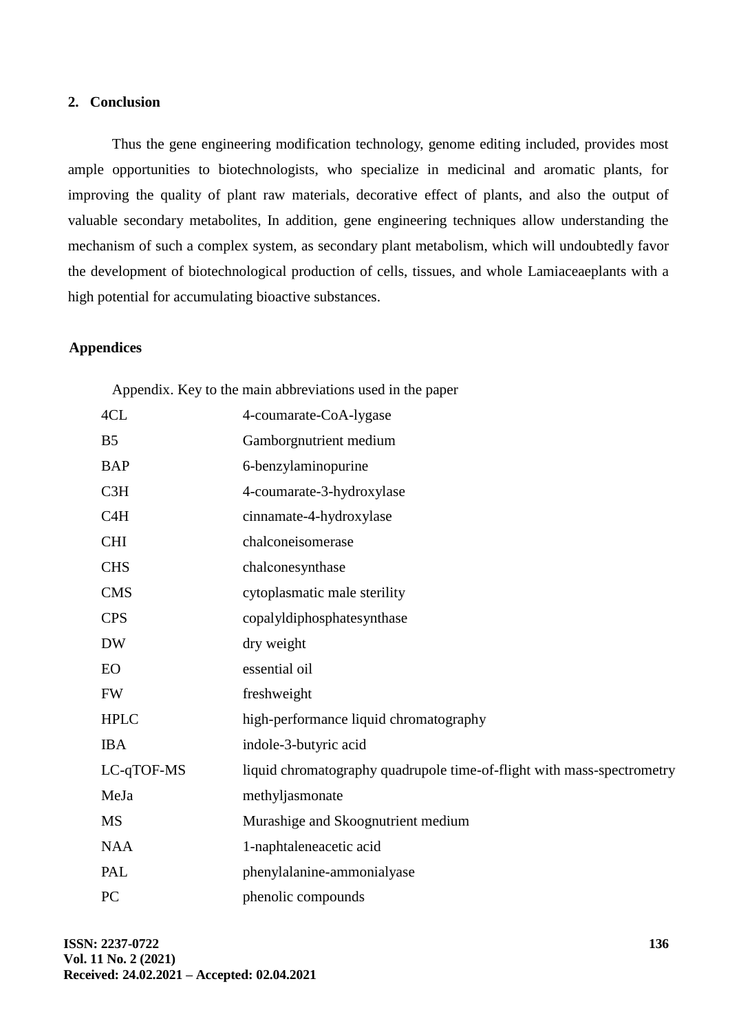## 2. Conclusion

Thus the gene engineering modification technology, genome editing included, provides most ample opportunities to biotechnologists, who specialize in medicinal and aromatic plants, for improving the quality of plant raw materials, decorative effect of plants, and also the output of valuable secondary metabolites, In addition, gene engineering techniques allow understanding the mechanism of such a complex system, as secondary plant metabolism, which will undoubtedly favor the development of biotechnological production of cells, tissues, and whole Lamiaceaeplants with a high potential for accumulating bioactive substances.

## Appendices

Appendix. Key to the main abbreviations used in the paper

| | |
|---|---|
| 4CL | 4-coumarate-CoA-lygase |
| B5 | Gamborgnutrient medium |
| BAP | 6-benzylaminopurine |
| C3H | 4-coumarate-3-hydroxylase |
| C4H | cinnamate-4-hydroxylase |
| CHI | chalconeisomerase |
| CHS | chalconesynthase |
| CMS | cytoplasmatic male sterility |
| CPS | copalyldiphosphatesynthase |
| DW | dry weight |
| EO | essential oil |
| FW | freshweight |
| HPLC | high-performance liquid chromatography |
| IBA | indole-3-butyric acid |
| LC-qTOF-MS | liquid chromatography quadrupole time-of-flight with mass-spectrometry |
| MeJa | methyljasmonate |
| MS | Murashige and Skoognutrient medium |
| NAA | 1-naphtaleneacetic acid |
| PAL | phenylalanine-ammonialyase |
| PC | phenolic compounds |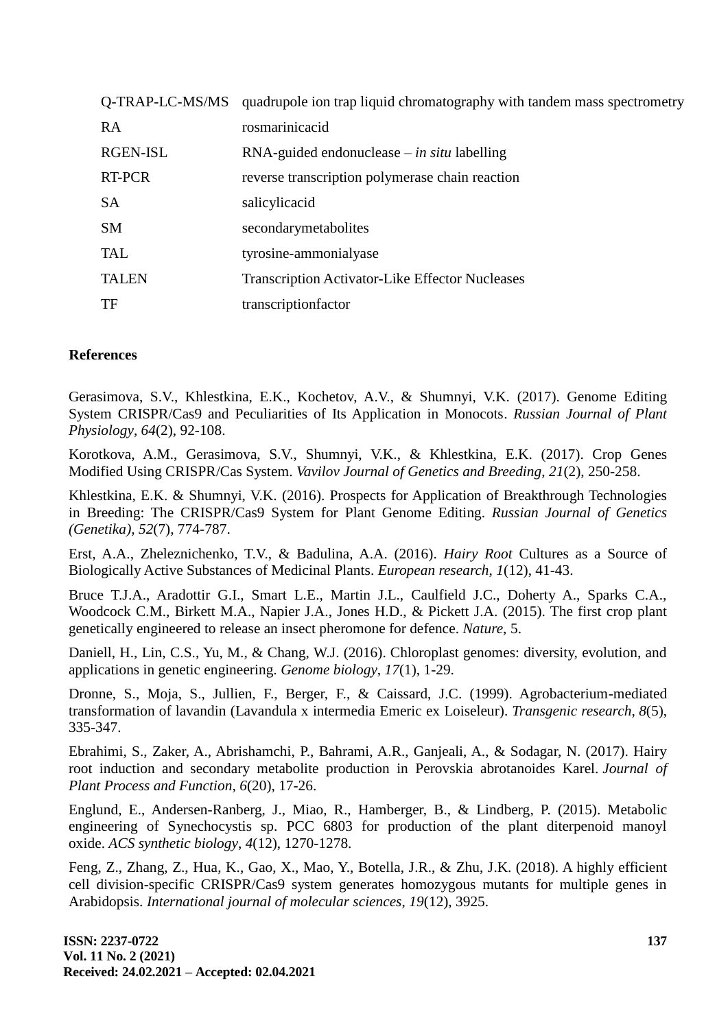| | |
|---|---|
| Q-TRAP-LC-MS/MS | quadrupole ion trap liquid chromatography with tandem mass spectrometry |
| RA | rosmarinicacid |
| RGEN-ISL | RNA-guided endonuclease – *in situ* labelling |
| RT-PCR | reverse transcription polymerase chain reaction |
| SA | salicylicacid |
| SM | secondarymetabolites |
| TAL | tyrosine-ammonialyase |
| TALEN | Transcription Activator-Like Effector Nucleases |
| TF | transcriptionfactor |

**References**

Gerasimova, S.V., Khlestkina, E.K., Kochetov, A.V., & Shumnyi, V.K. (2017). Genome Editing System CRISPR/Cas9 and Peculiarities of Its Application in Monocots. *Russian Journal of Plant Physiology*, *64*(2), 92-108.

Korotkova, A.M., Gerasimova, S.V., Shumnyi, V.K., & Khlestkina, E.K. (2017). Crop Genes Modified Using CRISPR/Cas System. *Vavilov Journal of Genetics and Breeding*, *21*(2), 250-258.

Khlestkina, E.K. & Shumnyi, V.K. (2016). Prospects for Application of Breakthrough Technologies in Breeding: The CRISPR/Cas9 System for Plant Genome Editing. *Russian Journal of Genetics (Genetika)*, *52*(7), 774-787.

Erst, A.A., Zheleznichenko, T.V., & Badulina, A.A. (2016). *Hairy Root* Cultures as a Source of Biologically Active Substances of Medicinal Plants. *European research*, *1*(12), 41-43.

Bruce T.J.A., Aradottir G.I., Smart L.E., Martin J.L., Caulfield J.C., Doherty A., Sparks C.A., Woodcock C.M., Birkett M.A., Napier J.A., Jones H.D., & Pickett J.A. (2015). The first crop plant genetically engineered to release an insect pheromone for defence. *Nature*, 5.

Daniell, H., Lin, C.S., Yu, M., & Chang, W.J. (2016). Chloroplast genomes: diversity, evolution, and applications in genetic engineering. *Genome biology*, *17*(1), 1-29.

Dronne, S., Moja, S., Jullien, F., Berger, F., & Caissard, J.C. (1999). Agrobacterium-mediated transformation of lavandin (Lavandula x intermedia Emeric ex Loiseleur). *Transgenic research*, *8*(5), 335-347.

Ebrahimi, S., Zaker, A., Abrishamchi, P., Bahrami, A.R., Ganjeali, A., & Sodagar, N. (2017). Hairy root induction and secondary metabolite production in Perovskia abrotanoides Karel. *Journal of Plant Process and Function*, *6*(20), 17-26.

Englund, E., Andersen-Ranberg, J., Miao, R., Hamberger, B., & Lindberg, P. (2015). Metabolic engineering of Synechocystis sp. PCC 6803 for production of the plant diterpenoid manoyl oxide. *ACS synthetic biology*, *4*(12), 1270-1278.

Feng, Z., Zhang, Z., Hua, K., Gao, X., Mao, Y., Botella, J.R., & Zhu, J.K. (2018). A highly efficient cell division-specific CRISPR/Cas9 system generates homozygous mutants for multiple genes in Arabidopsis. *International journal of molecular sciences*, *19*(12), 3925.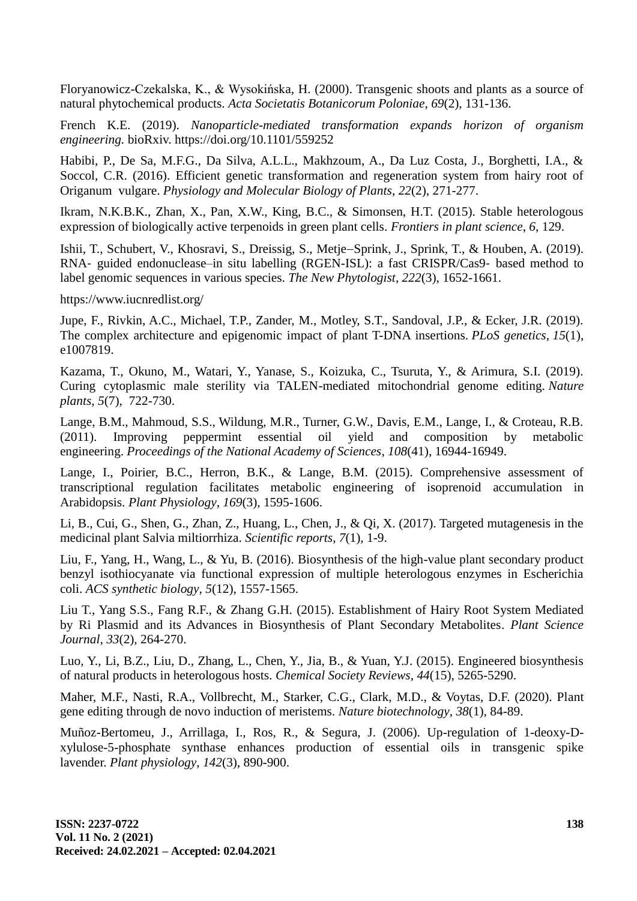Floryanowicz-Czekalska, K., & Wysokińska, H. (2000). Transgenic shoots and plants as a source of natural phytochemical products. *Acta Societatis Botanicorum Poloniae*, *69*(2), 131-136.

French K.E. (2019). *Nanoparticle-mediated transformation expands horizon of organism engineering.* bioRxiv. https://doi.org/10.1101/559252

Habibi, P., De Sa, M.F.G., Da Silva, A.L.L., Makhzoum, A., Da Luz Costa, J., Borghetti, I.A., & Soccol, C.R. (2016). Efficient genetic transformation and regeneration system from hairy root of Origanum vulgare. *Physiology and Molecular Biology of Plants*, *22*(2), 271-277.

Ikram, N.K.B.K., Zhan, X., Pan, X.W., King, B.C., & Simonsen, H.T. (2015). Stable heterologous expression of biologically active terpenoids in green plant cells. *Frontiers in plant science*, *6*, 129.

Ishii, T., Schubert, V., Khosravi, S., Dreissig, S., Metje–Sprink, J., Sprink, T., & Houben, A. (2019). RNA‐ guided endonuclease–in situ labelling (RGEN‐ISL): a fast CRISPR/Cas9‐ based method to label genomic sequences in various species. *The New Phytologist*, *222*(3), 1652-1661.

https://www.iucnredlist.org/

Jupe, F., Rivkin, A.C., Michael, T.P., Zander, M., Motley, S.T., Sandoval, J.P., & Ecker, J.R. (2019). The complex architecture and epigenomic impact of plant T-DNA insertions. *PLoS genetics*, *15*(1), e1007819.

Kazama, T., Okuno, M., Watari, Y., Yanase, S., Koizuka, C., Tsuruta, Y., & Arimura, S.I. (2019). Curing cytoplasmic male sterility via TALEN-mediated mitochondrial genome editing. *Nature plants*, *5*(7), 722-730.

Lange, B.M., Mahmoud, S.S., Wildung, M.R., Turner, G.W., Davis, E.M., Lange, I., & Croteau, R.B. (2011). Improving peppermint essential oil yield and composition by metabolic engineering. *Proceedings of the National Academy of Sciences*, *108*(41), 16944-16949.

Lange, I., Poirier, B.C., Herron, B.K., & Lange, B.M. (2015). Comprehensive assessment of transcriptional regulation facilitates metabolic engineering of isoprenoid accumulation in Arabidopsis. *Plant Physiology*, *169*(3), 1595-1606.

Li, B., Cui, G., Shen, G., Zhan, Z., Huang, L., Chen, J., & Qi, X. (2017). Targeted mutagenesis in the medicinal plant Salvia miltiorrhiza. *Scientific reports*, *7*(1), 1-9.

Liu, F., Yang, H., Wang, L., & Yu, B. (2016). Biosynthesis of the high-value plant secondary product benzyl isothiocyanate via functional expression of multiple heterologous enzymes in Escherichia coli. *ACS synthetic biology*, *5*(12), 1557-1565.

Liu T., Yang S.S., Fang R.F., & Zhang G.H. (2015). Establishment of Hairy Root System Mediated by Ri Plasmid and its Advances in Biosynthesis of Plant Secondary Metabolites. *Plant Science Journal*, *33*(2), 264-270.

Luo, Y., Li, B.Z., Liu, D., Zhang, L., Chen, Y., Jia, B., & Yuan, Y.J. (2015). Engineered biosynthesis of natural products in heterologous hosts. *Chemical Society Reviews*, *44*(15), 5265-5290.

Maher, M.F., Nasti, R.A., Vollbrecht, M., Starker, C.G., Clark, M.D., & Voytas, D.F. (2020). Plant gene editing through de novo induction of meristems. *Nature biotechnology*, *38*(1), 84-89.

Muñoz-Bertomeu, J., Arrillaga, I., Ros, R., & Segura, J. (2006). Up-regulation of 1-deoxy-D-xylulose-5-phosphate synthase enhances production of essential oils in transgenic spike lavender. *Plant physiology*, *142*(3), 890-900.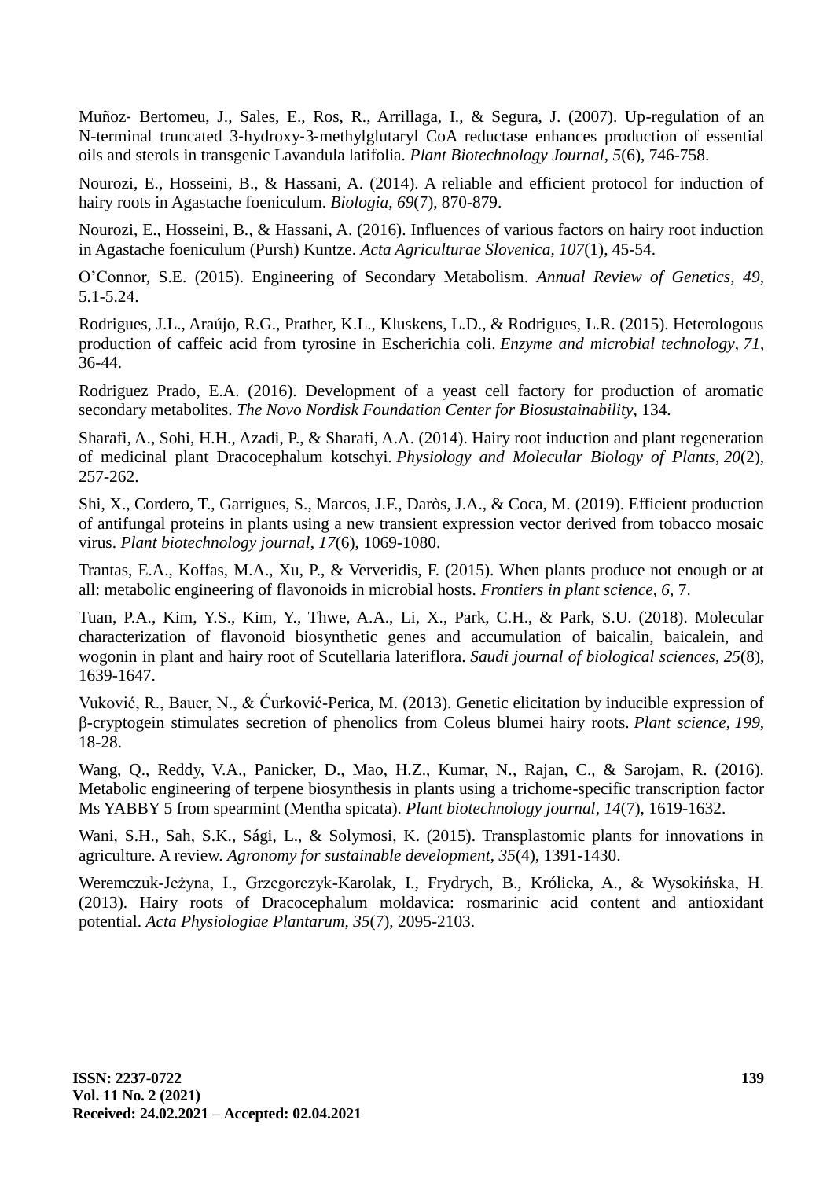Muñoz- Bertomeu, J., Sales, E., Ros, R., Arrillaga, I., & Segura, J. (2007). Up-regulation of an N-terminal truncated 3-hydroxy-3-methylglutaryl CoA reductase enhances production of essential oils and sterols in transgenic Lavandula latifolia. *Plant Biotechnology Journal*, *5*(6), 746-758.

Nourozi, E., Hosseini, B., & Hassani, A. (2014). A reliable and efficient protocol for induction of hairy roots in Agastache foeniculum. *Biologia*, *69*(7), 870-879.

Nourozi, E., Hosseini, B., & Hassani, A. (2016). Influences of various factors on hairy root induction in Agastache foeniculum (Pursh) Kuntze. *Acta Agriculturae Slovenica*, *107*(1), 45-54.

O'Connor, S.E. (2015). Engineering of Secondary Metabolism. *Annual Review of Genetics*, *49*, 5.1-5.24.

Rodrigues, J.L., Araújo, R.G., Prather, K.L., Kluskens, L.D., & Rodrigues, L.R. (2015). Heterologous production of caffeic acid from tyrosine in Escherichia coli. *Enzyme and microbial technology*, *71*, 36-44.

Rodriguez Prado, E.A. (2016). Development of a yeast cell factory for production of aromatic secondary metabolites. *The Novo Nordisk Foundation Center for Biosustainability*, 134.

Sharafi, A., Sohi, H.H., Azadi, P., & Sharafi, A.A. (2014). Hairy root induction and plant regeneration of medicinal plant Dracocephalum kotschyi. *Physiology and Molecular Biology of Plants*, *20*(2), 257-262.

Shi, X., Cordero, T., Garrigues, S., Marcos, J.F., Daròs, J.A., & Coca, M. (2019). Efficient production of antifungal proteins in plants using a new transient expression vector derived from tobacco mosaic virus. *Plant biotechnology journal*, *17*(6), 1069-1080.

Trantas, E.A., Koffas, M.A., Xu, P., & Ververidis, F. (2015). When plants produce not enough or at all: metabolic engineering of flavonoids in microbial hosts. *Frontiers in plant science*, *6*, 7.

Tuan, P.A., Kim, Y.S., Kim, Y., Thwe, A.A., Li, X., Park, C.H., & Park, S.U. (2018). Molecular characterization of flavonoid biosynthetic genes and accumulation of baicalin, baicalein, and wogonin in plant and hairy root of Scutellaria lateriflora. *Saudi journal of biological sciences*, *25*(8), 1639-1647.

Vuković, R., Bauer, N., & Ćurković-Perica, M. (2013). Genetic elicitation by inducible expression of β-cryptogein stimulates secretion of phenolics from Coleus blumei hairy roots. *Plant science*, *199*, 18-28.

Wang, Q., Reddy, V.A., Panicker, D., Mao, H.Z., Kumar, N., Rajan, C., & Sarojam, R. (2016). Metabolic engineering of terpene biosynthesis in plants using a trichome-specific transcription factor Ms YABBY 5 from spearmint (Mentha spicata). *Plant biotechnology journal*, *14*(7), 1619-1632.

Wani, S.H., Sah, S.K., Sági, L., & Solymosi, K. (2015). Transplastomic plants for innovations in agriculture. A review. *Agronomy for sustainable development*, *35*(4), 1391-1430.

Weremczuk-Jeżyna, I., Grzegorczyk-Karolak, I., Frydrych, B., Królicka, A., & Wysokińska, H. (2013). Hairy roots of Dracocephalum moldavica: rosmarinic acid content and antioxidant potential. *Acta Physiologiae Plantarum*, *35*(7), 2095-2103.